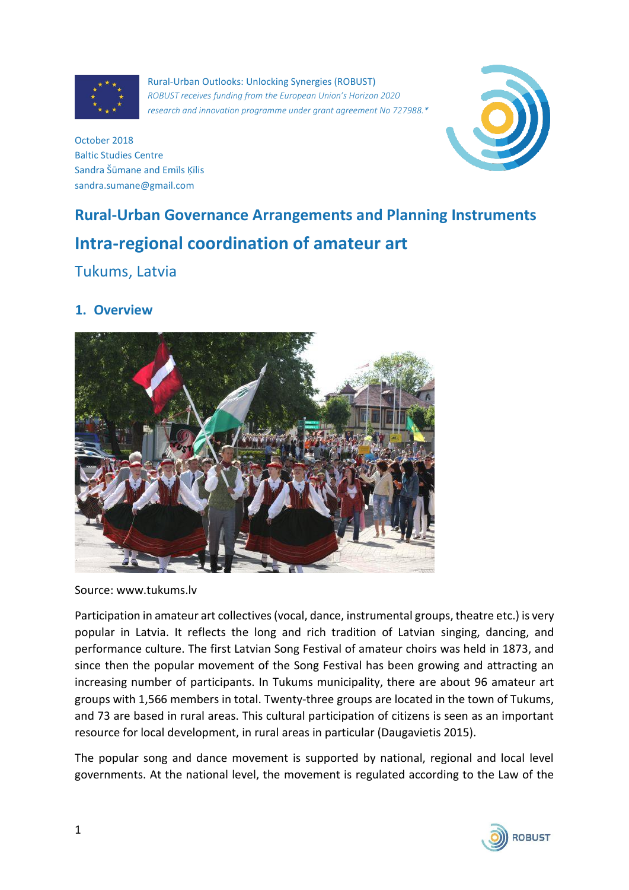Rural-Urban Outlooks: Unlocking Synergies (ROBUST)
*ROBUST receives funding from the European Union's Horizon 2020 research and innovation programme under grant agreement No 727988.**

October 2018
Baltic Studies Centre
Sandra Šūmane and Emīls Ķīlis
sandra.sumane@gmail.com

# Rural-Urban Governance Arrangements and Planning Instruments

# Intra-regional coordination of amateur art

## Tukums, Latvia

## 1. Overview

Source: www.tukums.lv

Participation in amateur art collectives (vocal, dance, instrumental groups, theatre etc.) is very popular in Latvia. It reflects the long and rich tradition of Latvian singing, dancing, and performance culture. The first Latvian Song Festival of amateur choirs was held in 1873, and since then the popular movement of the Song Festival has been growing and attracting an increasing number of participants. In Tukums municipality, there are about 96 amateur art groups with 1,566 members in total. Twenty-three groups are located in the town of Tukums, and 73 are based in rural areas. This cultural participation of citizens is seen as an important resource for local development, in rural areas in particular (Daugavietis 2015).

The popular song and dance movement is supported by national, regional and local level governments. At the national level, the movement is regulated according to the Law of the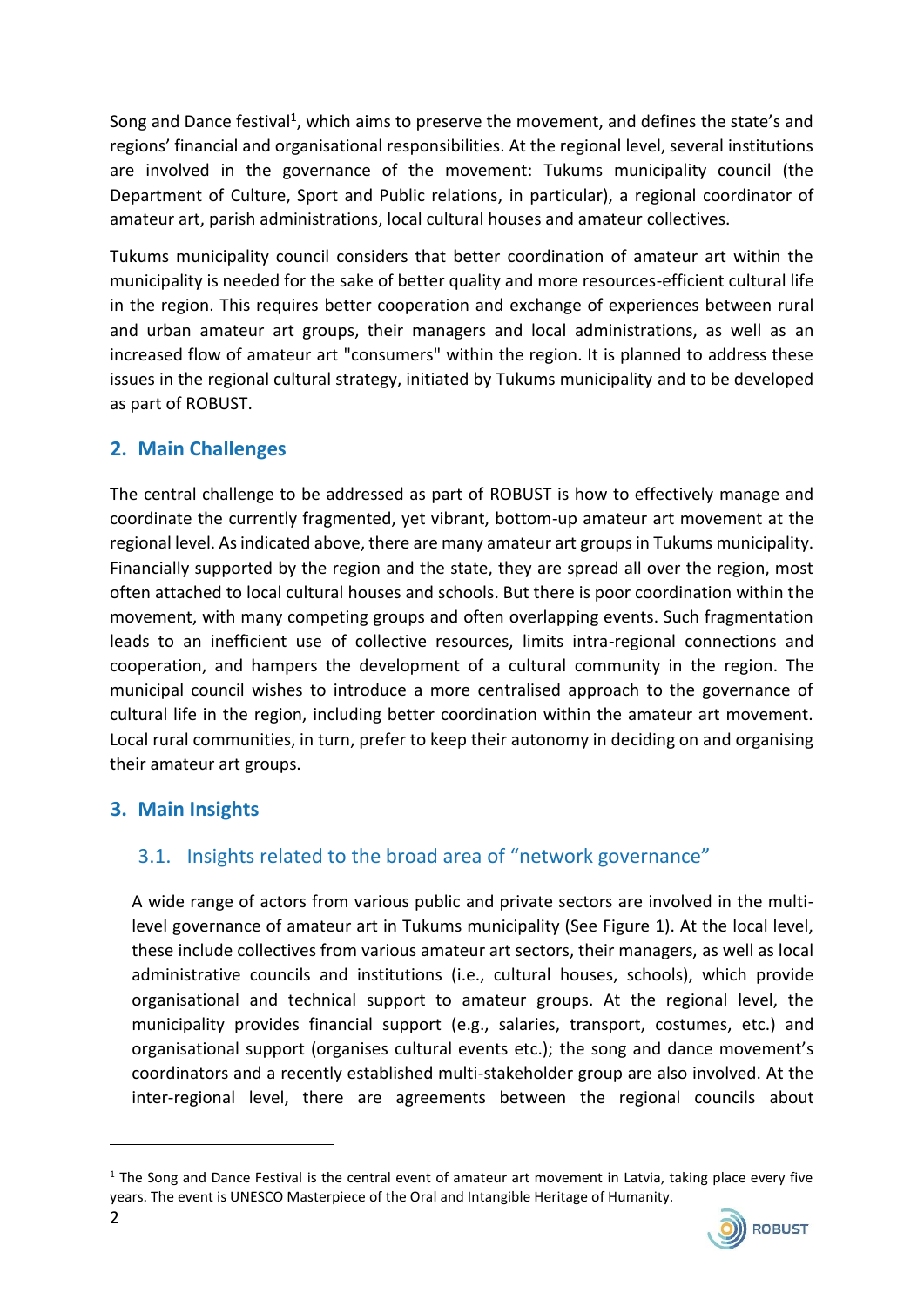Song and Dance festival[1], which aims to preserve the movement, and defines the state's and regions' financial and organisational responsibilities. At the regional level, several institutions are involved in the governance of the movement: Tukums municipality council (the Department of Culture, Sport and Public relations, in particular), a regional coordinator of amateur art, parish administrations, local cultural houses and amateur collectives.

Tukums municipality council considers that better coordination of amateur art within the municipality is needed for the sake of better quality and more resources-efficient cultural life in the region. This requires better cooperation and exchange of experiences between rural and urban amateur art groups, their managers and local administrations, as well as an increased flow of amateur art "consumers" within the region. It is planned to address these issues in the regional cultural strategy, initiated by Tukums municipality and to be developed as part of ROBUST.

## 2. Main Challenges

The central challenge to be addressed as part of ROBUST is how to effectively manage and coordinate the currently fragmented, yet vibrant, bottom-up amateur art movement at the regional level. As indicated above, there are many amateur art groups in Tukums municipality. Financially supported by the region and the state, they are spread all over the region, most often attached to local cultural houses and schools. But there is poor coordination within the movement, with many competing groups and often overlapping events. Such fragmentation leads to an inefficient use of collective resources, limits intra-regional connections and cooperation, and hampers the development of a cultural community in the region. The municipal council wishes to introduce a more centralised approach to the governance of cultural life in the region, including better coordination within the amateur art movement. Local rural communities, in turn, prefer to keep their autonomy in deciding on and organising their amateur art groups.

## 3. Main Insights

### 3.1. Insights related to the broad area of "network governance"

A wide range of actors from various public and private sectors are involved in the multi-level governance of amateur art in Tukums municipality (See Figure 1). At the local level, these include collectives from various amateur art sectors, their managers, as well as local administrative councils and institutions (i.e., cultural houses, schools), which provide organisational and technical support to amateur groups. At the regional level, the municipality provides financial support (e.g., salaries, transport, costumes, etc.) and organisational support (organises cultural events etc.); the song and dance movement's coordinators and a recently established multi-stakeholder group are also involved. At the inter-regional level, there are agreements between the regional councils about

[1] The Song and Dance Festival is the central event of amateur art movement in Latvia, taking place every five years. The event is UNESCO Masterpiece of the Oral and Intangible Heritage of Humanity.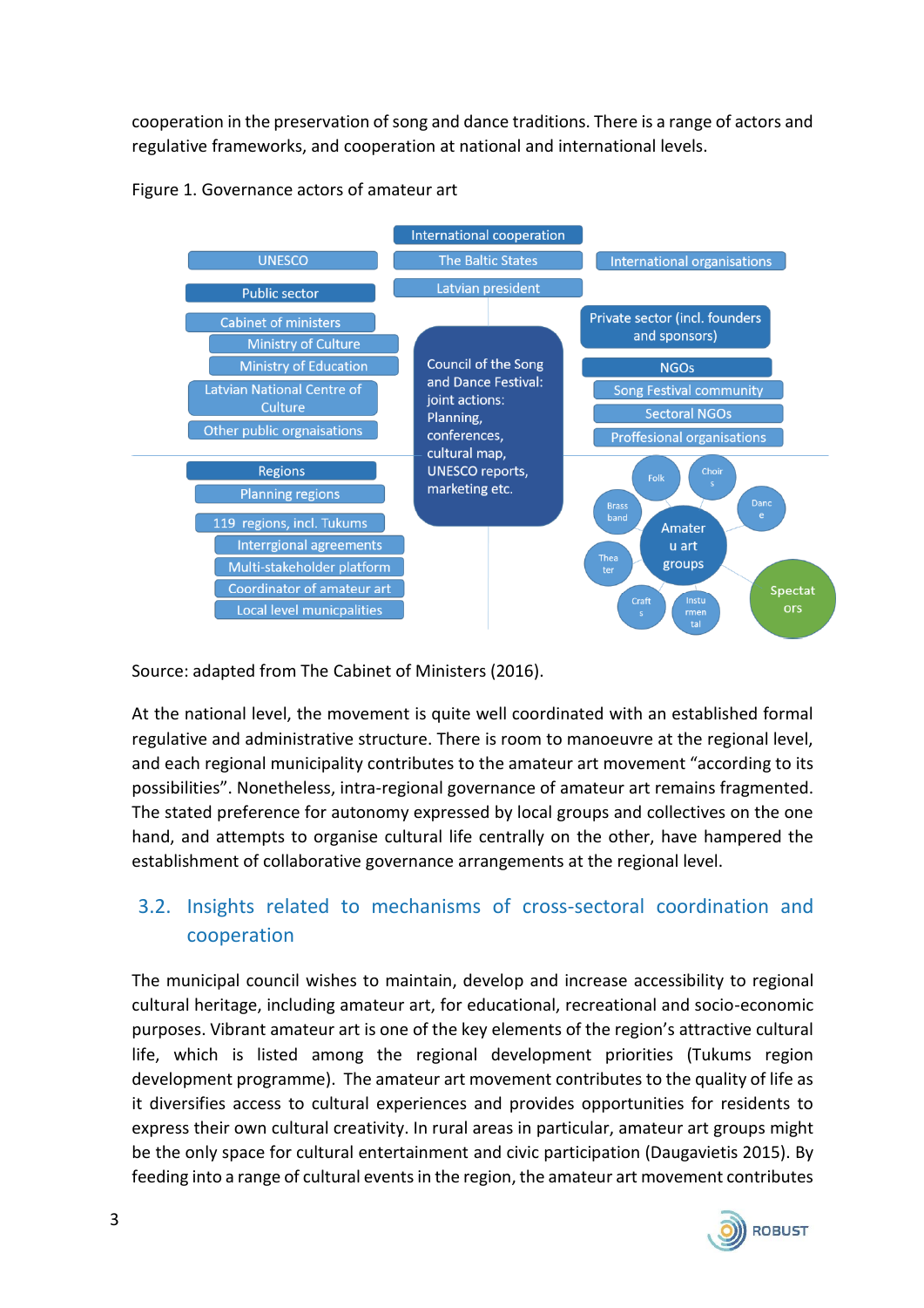cooperation in the preservation of song and dance traditions. There is a range of actors and regulative frameworks, and cooperation at national and international levels.

Figure 1. Governance actors of amateur art

Source: adapted from The Cabinet of Ministers (2016).

At the national level, the movement is quite well coordinated with an established formal regulative and administrative structure. There is room to manoeuvre at the regional level, and each regional municipality contributes to the amateur art movement "according to its possibilities". Nonetheless, intra-regional governance of amateur art remains fragmented. The stated preference for autonomy expressed by local groups and collectives on the one hand, and attempts to organise cultural life centrally on the other, have hampered the establishment of collaborative governance arrangements at the regional level.

## 3.2. Insights related to mechanisms of cross-sectoral coordination and cooperation

The municipal council wishes to maintain, develop and increase accessibility to regional cultural heritage, including amateur art, for educational, recreational and socio-economic purposes. Vibrant amateur art is one of the key elements of the region's attractive cultural life, which is listed among the regional development priorities (Tukums region development programme). The amateur art movement contributes to the quality of life as it diversifies access to cultural experiences and provides opportunities for residents to express their own cultural creativity. In rural areas in particular, amateur art groups might be the only space for cultural entertainment and civic participation (Daugavietis 2015). By feeding into a range of cultural events in the region, the amateur art movement contributes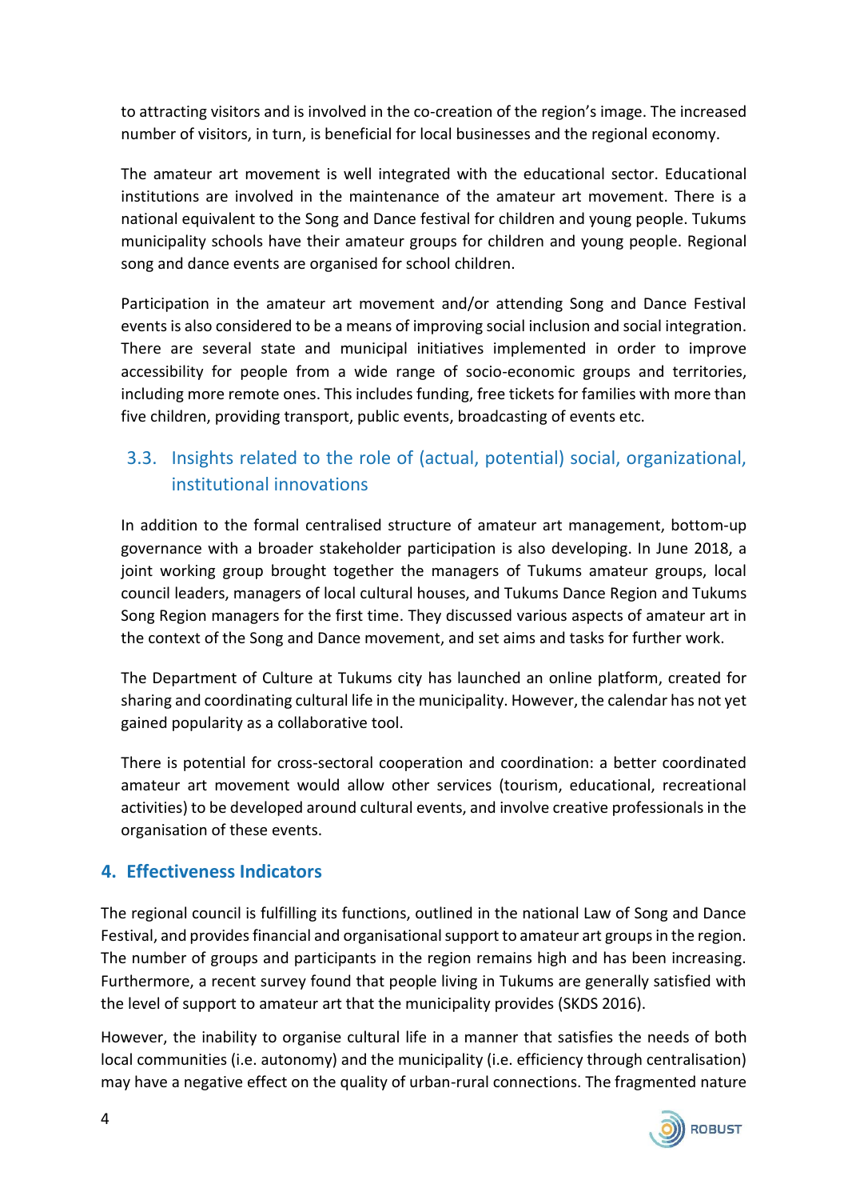to attracting visitors and is involved in the co-creation of the region's image. The increased number of visitors, in turn, is beneficial for local businesses and the regional economy.

The amateur art movement is well integrated with the educational sector. Educational institutions are involved in the maintenance of the amateur art movement. There is a national equivalent to the Song and Dance festival for children and young people. Tukums municipality schools have their amateur groups for children and young people. Regional song and dance events are organised for school children.

Participation in the amateur art movement and/or attending Song and Dance Festival events is also considered to be a means of improving social inclusion and social integration. There are several state and municipal initiatives implemented in order to improve accessibility for people from a wide range of socio-economic groups and territories, including more remote ones. This includes funding, free tickets for families with more than five children, providing transport, public events, broadcasting of events etc.

### 3.3. Insights related to the role of (actual, potential) social, organizational, institutional innovations

In addition to the formal centralised structure of amateur art management, bottom-up governance with a broader stakeholder participation is also developing. In June 2018, a joint working group brought together the managers of Tukums amateur groups, local council leaders, managers of local cultural houses, and Tukums Dance Region and Tukums Song Region managers for the first time. They discussed various aspects of amateur art in the context of the Song and Dance movement, and set aims and tasks for further work.

The Department of Culture at Tukums city has launched an online platform, created for sharing and coordinating cultural life in the municipality. However, the calendar has not yet gained popularity as a collaborative tool.

There is potential for cross-sectoral cooperation and coordination: a better coordinated amateur art movement would allow other services (tourism, educational, recreational activities) to be developed around cultural events, and involve creative professionals in the organisation of these events.

## 4. Effectiveness Indicators

The regional council is fulfilling its functions, outlined in the national Law of Song and Dance Festival, and provides financial and organisational support to amateur art groups in the region. The number of groups and participants in the region remains high and has been increasing. Furthermore, a recent survey found that people living in Tukums are generally satisfied with the level of support to amateur art that the municipality provides (SKDS 2016).

However, the inability to organise cultural life in a manner that satisfies the needs of both local communities (i.e. autonomy) and the municipality (i.e. efficiency through centralisation) may have a negative effect on the quality of urban-rural connections. The fragmented nature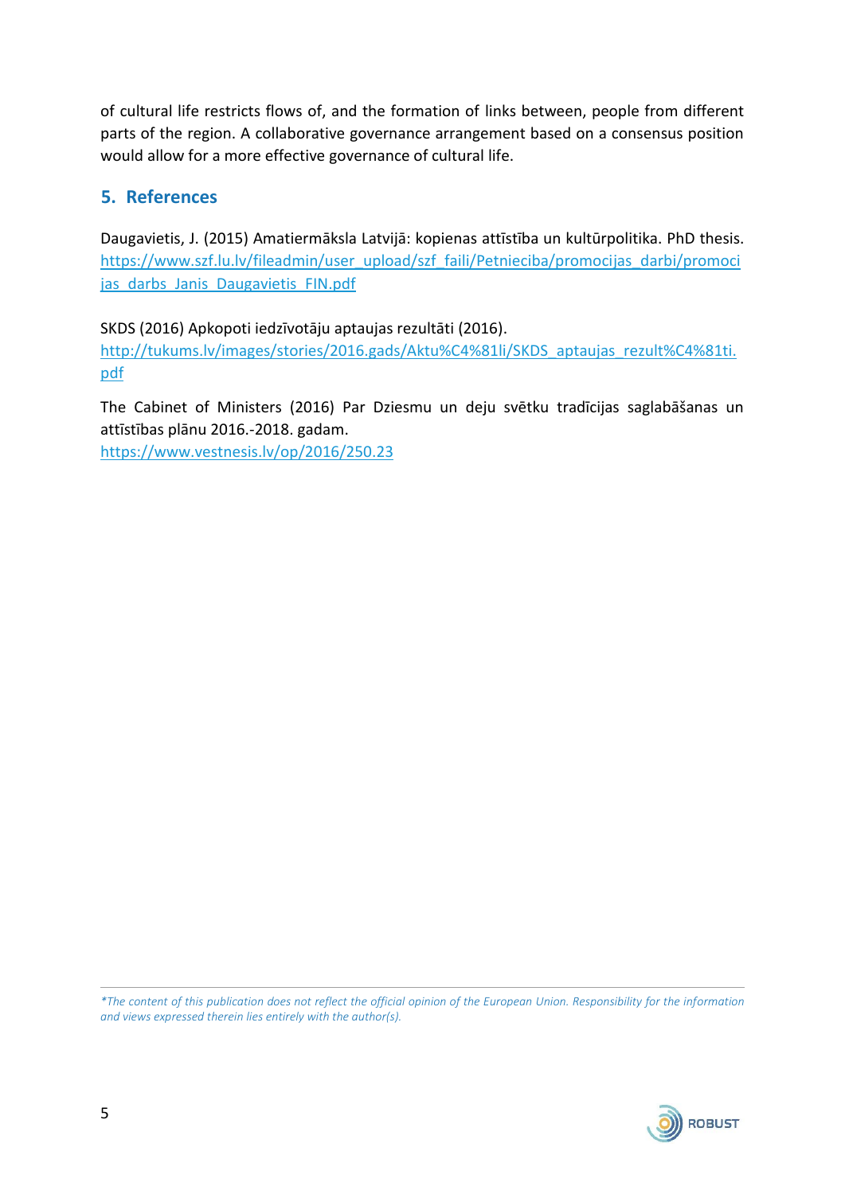of cultural life restricts flows of, and the formation of links between, people from different parts of the region. A collaborative governance arrangement based on a consensus position would allow for a more effective governance of cultural life.

## 5. References

Daugavietis, J. (2015) Amatiermāksla Latvijā: kopienas attīstība un kultūrpolitika. PhD thesis. https://www.szf.lu.lv/fileadmin/user_upload/szf_faili/Petnieciba/promocijas_darbi/promocijas_darbs_Janis_Daugavietis_FIN.pdf

SKDS (2016) Apkopoti iedzīvotāju aptaujas rezultāti (2016). http://tukums.lv/images/stories/2016.gads/Aktu%C4%81li/SKDS_aptaujas_rezult%C4%81ti.pdf

The Cabinet of Ministers (2016) Par Dziesmu un deju svētku tradīcijas saglabāšanas un attīstības plānu 2016.-2018. gadam. https://www.vestnesis.lv/op/2016/250.23

*The content of this publication does not reflect the official opinion of the European Union. Responsibility for the information and views expressed therein lies entirely with the author(s).*